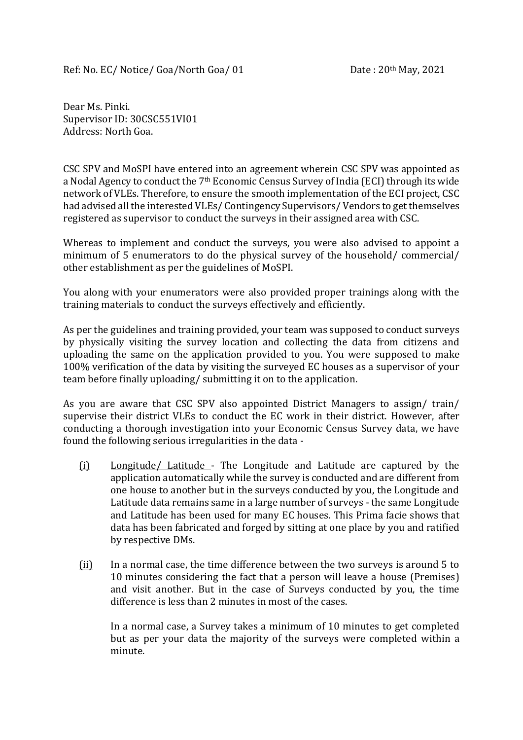Ref: No. EC/ Notice/ Goa/North Goa/ 01 Date : 20th May, 2021

Dear Ms. Pinki.
Supervisor ID: 30CSC551VI01
Address: North Goa.

CSC SPV and MoSPI have entered into an agreement wherein CSC SPV was appointed as a Nodal Agency to conduct the 7th Economic Census Survey of India (ECI) through its wide network of VLEs. Therefore, to ensure the smooth implementation of the ECI project, CSC had advised all the interested VLEs/ Contingency Supervisors/ Vendors to get themselves registered as supervisor to conduct the surveys in their assigned area with CSC.

Whereas to implement and conduct the surveys, you were also advised to appoint a minimum of 5 enumerators to do the physical survey of the household/ commercial/ other establishment as per the guidelines of MoSPI.

You along with your enumerators were also provided proper trainings along with the training materials to conduct the surveys effectively and efficiently.

As per the guidelines and training provided, your team was supposed to conduct surveys by physically visiting the survey location and collecting the data from citizens and uploading the same on the application provided to you. You were supposed to make 100% verification of the data by visiting the surveyed EC houses as a supervisor of your team before finally uploading/ submitting it on to the application.

As you are aware that CSC SPV also appointed District Managers to assign/ train/ supervise their district VLEs to conduct the EC work in their district. However, after conducting a thorough investigation into your Economic Census Survey data, we have found the following serious irregularities in the data -

(i) Longitude/ Latitude - The Longitude and Latitude are captured by the application automatically while the survey is conducted and are different from one house to another but in the surveys conducted by you, the Longitude and Latitude data remains same in a large number of surveys - the same Longitude and Latitude has been used for many EC houses. This Prima facie shows that data has been fabricated and forged by sitting at one place by you and ratified by respective DMs.

(ii) In a normal case, the time difference between the two surveys is around 5 to 10 minutes considering the fact that a person will leave a house (Premises) and visit another. But in the case of Surveys conducted by you, the time difference is less than 2 minutes in most of the cases.

In a normal case, a Survey takes a minimum of 10 minutes to get completed but as per your data the majority of the surveys were completed within a minute.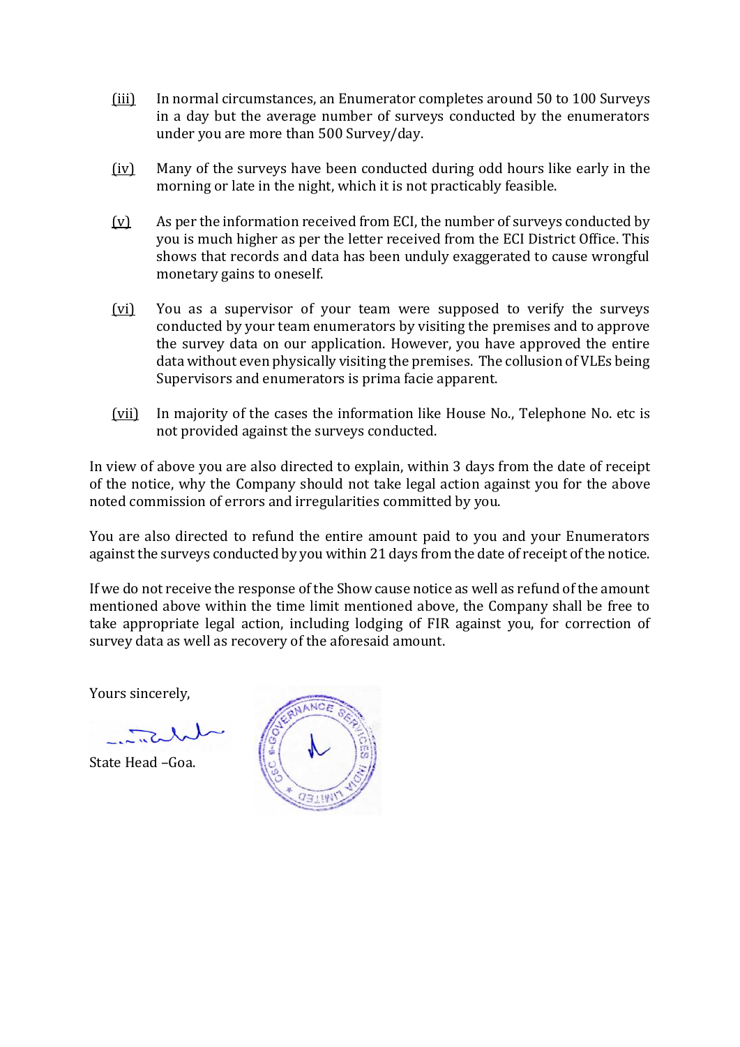(iii) In normal circumstances, an Enumerator completes around 50 to 100 Surveys in a day but the average number of surveys conducted by the enumerators under you are more than 500 Survey/day.

(iv) Many of the surveys have been conducted during odd hours like early in the morning or late in the night, which it is not practicably feasible.

(v) As per the information received from ECI, the number of surveys conducted by you is much higher as per the letter received from the ECI District Office. This shows that records and data has been unduly exaggerated to cause wrongful monetary gains to oneself.

(vi) You as a supervisor of your team were supposed to verify the surveys conducted by your team enumerators by visiting the premises and to approve the survey data on our application. However, you have approved the entire data without even physically visiting the premises. The collusion of VLEs being Supervisors and enumerators is prima facie apparent.

(vii) In majority of the cases the information like House No., Telephone No. etc is not provided against the surveys conducted.

In view of above you are also directed to explain, within 3 days from the date of receipt of the notice, why the Company should not take legal action against you for the above noted commission of errors and irregularities committed by you.

You are also directed to refund the entire amount paid to you and your Enumerators against the surveys conducted by you within 21 days from the date of receipt of the notice.

If we do not receive the response of the Show cause notice as well as refund of the amount mentioned above within the time limit mentioned above, the Company shall be free to take appropriate legal action, including lodging of FIR against you, for correction of survey data as well as recovery of the aforesaid amount.

Yours sincerely,

State Head –Goa.

CSC e-GOVERNANCE SERVICES INDIA LIMITED